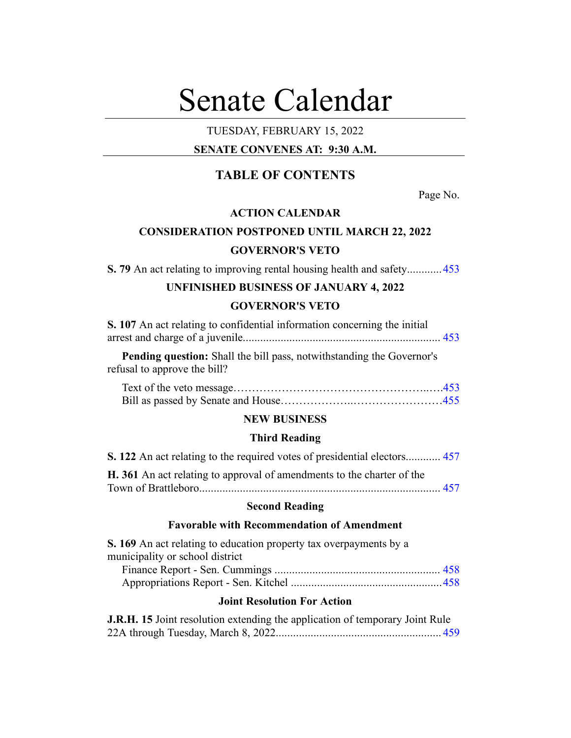# Senate Calendar

TUESDAY, FEBRUARY 15, 2022

**SENATE CONVENES AT: 9:30 A.M.**

## TABLE OF CONTENTS

Page No.

**ACTION CALENDAR**

**CONSIDERATION POSTPONED UNTIL MARCH 22, 2022**

**GOVERNOR'S VETO**

**S. 79** An act relating to improving rental housing health and safety............ 453

**UNFINISHED BUSINESS OF JANUARY 4, 2022**

**GOVERNOR'S VETO**

**S. 107** An act relating to confidential information concerning the initial arrest and charge of a juvenile.................................................................... 453

**Pending question:** Shall the bill pass, notwithstanding the Governor's refusal to approve the bill?

Text of the veto message…………………………………………..….453
Bill as passed by Senate and House………………..……………………455

**NEW BUSINESS**

**Third Reading**

**S. 122** An act relating to the required votes of presidential electors............ 457

**H. 361** An act relating to approval of amendments to the charter of the Town of Brattleboro.................................................................................. 457

**Second Reading**

**Favorable with Recommendation of Amendment**

**S. 169** An act relating to education property tax overpayments by a municipality or school district

Finance Report - Sen. Cummings ......................................................... 458
Appropriations Report - Sen. Kitchel ....................................................458

**Joint Resolution For Action**

**J.R.H. 15** Joint resolution extending the application of temporary Joint Rule 22A through Tuesday, March 8, 2022......................................................... 459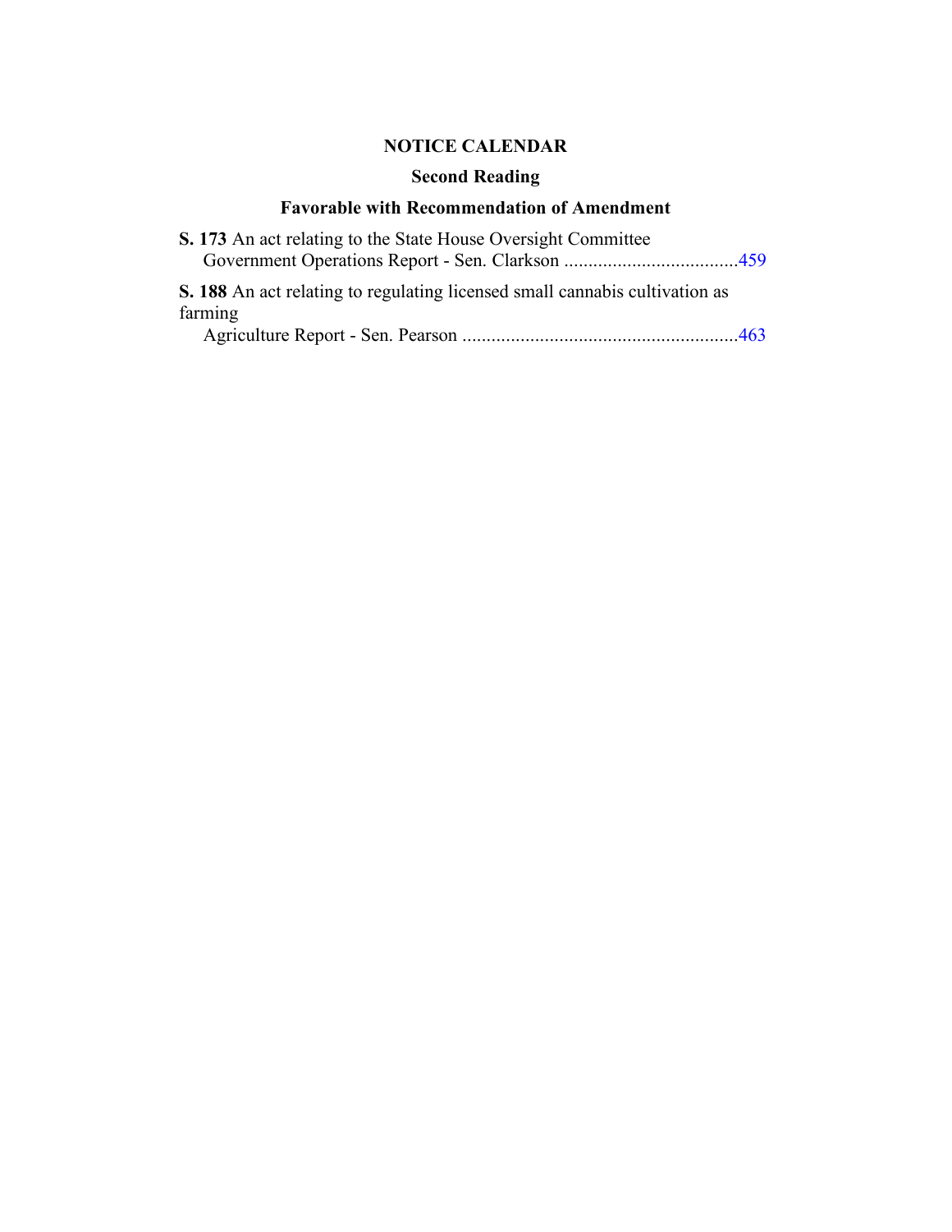## NOTICE CALENDAR

### Second Reading

### Favorable with Recommendation of Amendment

**S. 173** An act relating to the State House Oversight Committee
Government Operations Report - Sen. Clarkson ....................................459

**S. 188** An act relating to regulating licensed small cannabis cultivation as farming
Agriculture Report - Sen. Pearson .........................................................463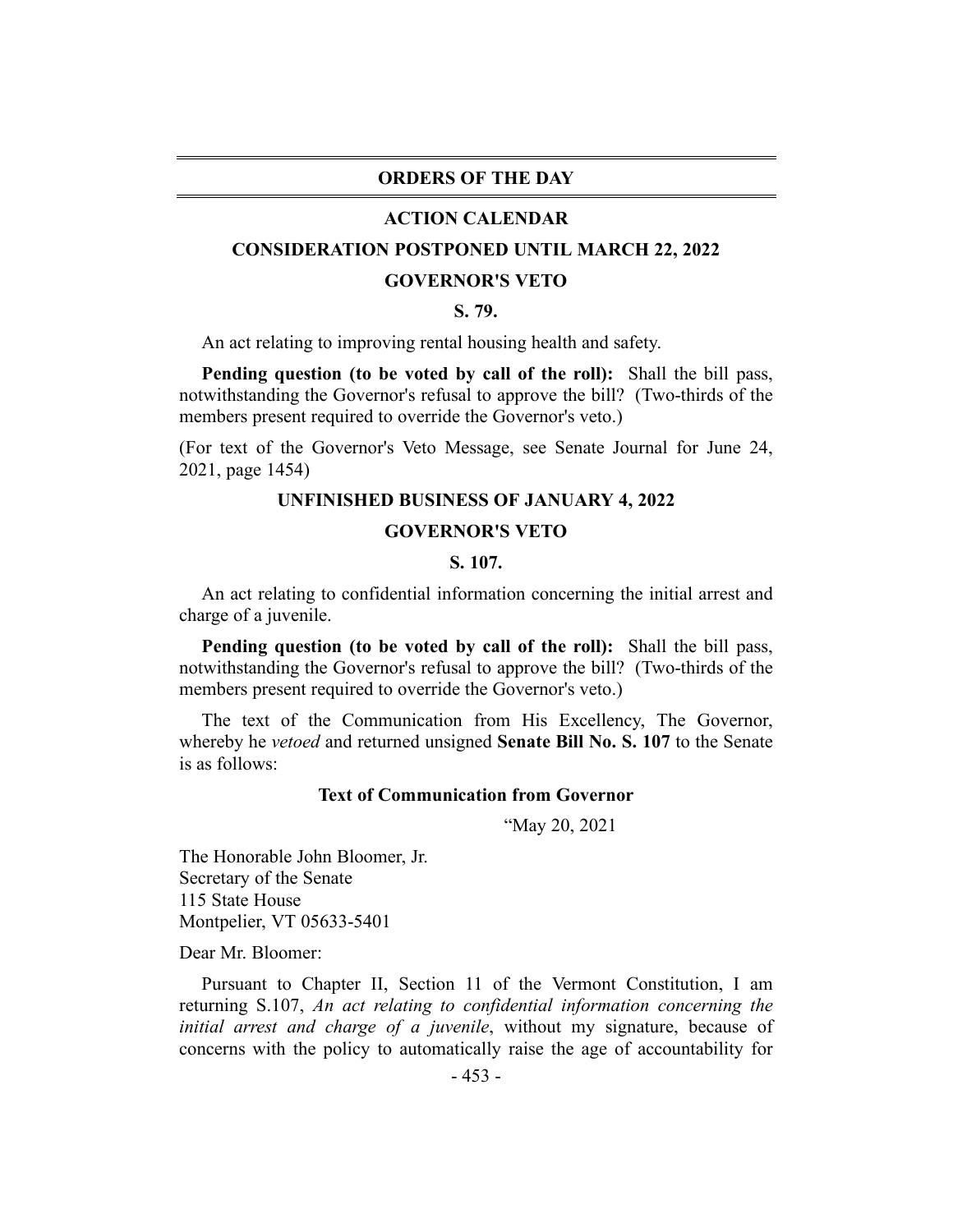## ORDERS OF THE DAY

### ACTION CALENDAR

### CONSIDERATION POSTPONED UNTIL MARCH 22, 2022

### GOVERNOR'S VETO

**S. 79.**

An act relating to improving rental housing health and safety.

**Pending question (to be voted by call of the roll):** Shall the bill pass, notwithstanding the Governor's refusal to approve the bill? (Two-thirds of the members present required to override the Governor's veto.)

(For text of the Governor's Veto Message, see Senate Journal for June 24, 2021, page 1454)

### UNFINISHED BUSINESS OF JANUARY 4, 2022

### GOVERNOR'S VETO

**S. 107.**

An act relating to confidential information concerning the initial arrest and charge of a juvenile.

**Pending question (to be voted by call of the roll):** Shall the bill pass, notwithstanding the Governor's refusal to approve the bill? (Two-thirds of the members present required to override the Governor's veto.)

The text of the Communication from His Excellency, The Governor, whereby he *vetoed* and returned unsigned **Senate Bill No. S. 107** to the Senate is as follows:

**Text of Communication from Governor**

"May 20, 2021

The Honorable John Bloomer, Jr.
Secretary of the Senate
115 State House
Montpelier, VT 05633-5401

Dear Mr. Bloomer:

Pursuant to Chapter II, Section 11 of the Vermont Constitution, I am returning S.107, *An act relating to confidential information concerning the initial arrest and charge of a juvenile*, without my signature, because of concerns with the policy to automatically raise the age of accountability for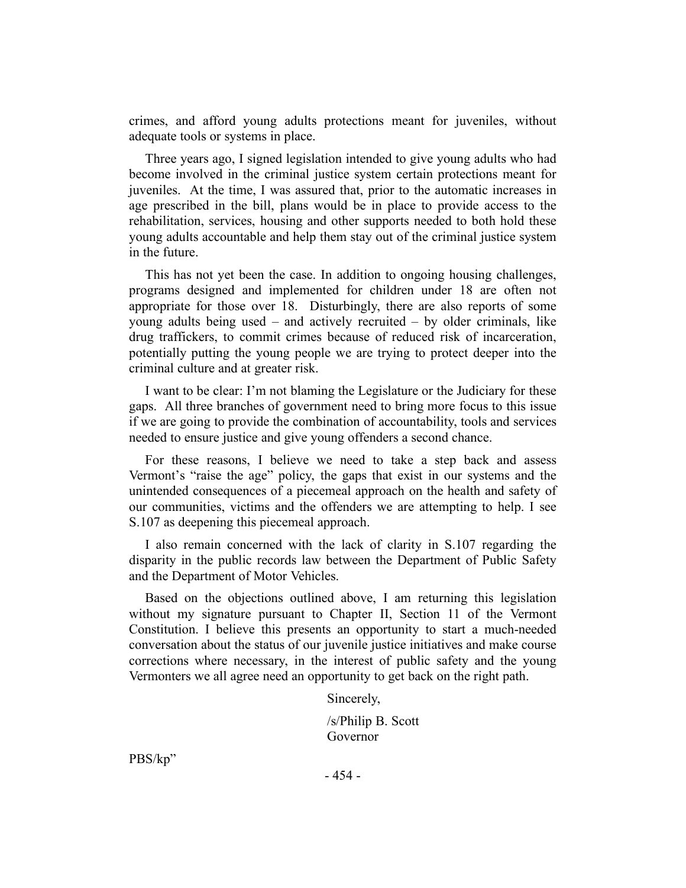crimes, and afford young adults protections meant for juveniles, without adequate tools or systems in place.

Three years ago, I signed legislation intended to give young adults who had become involved in the criminal justice system certain protections meant for juveniles. At the time, I was assured that, prior to the automatic increases in age prescribed in the bill, plans would be in place to provide access to the rehabilitation, services, housing and other supports needed to both hold these young adults accountable and help them stay out of the criminal justice system in the future.

This has not yet been the case. In addition to ongoing housing challenges, programs designed and implemented for children under 18 are often not appropriate for those over 18. Disturbingly, there are also reports of some young adults being used – and actively recruited – by older criminals, like drug traffickers, to commit crimes because of reduced risk of incarceration, potentially putting the young people we are trying to protect deeper into the criminal culture and at greater risk.

I want to be clear: I'm not blaming the Legislature or the Judiciary for these gaps. All three branches of government need to bring more focus to this issue if we are going to provide the combination of accountability, tools and services needed to ensure justice and give young offenders a second chance.

For these reasons, I believe we need to take a step back and assess Vermont's "raise the age" policy, the gaps that exist in our systems and the unintended consequences of a piecemeal approach on the health and safety of our communities, victims and the offenders we are attempting to help. I see S.107 as deepening this piecemeal approach.

I also remain concerned with the lack of clarity in S.107 regarding the disparity in the public records law between the Department of Public Safety and the Department of Motor Vehicles.

Based on the objections outlined above, I am returning this legislation without my signature pursuant to Chapter II, Section 11 of the Vermont Constitution. I believe this presents an opportunity to start a much-needed conversation about the status of our juvenile justice initiatives and make course corrections where necessary, in the interest of public safety and the young Vermonters we all agree need an opportunity to get back on the right path.

Sincerely,

/s/Philip B. Scott
Governor

PBS/kp"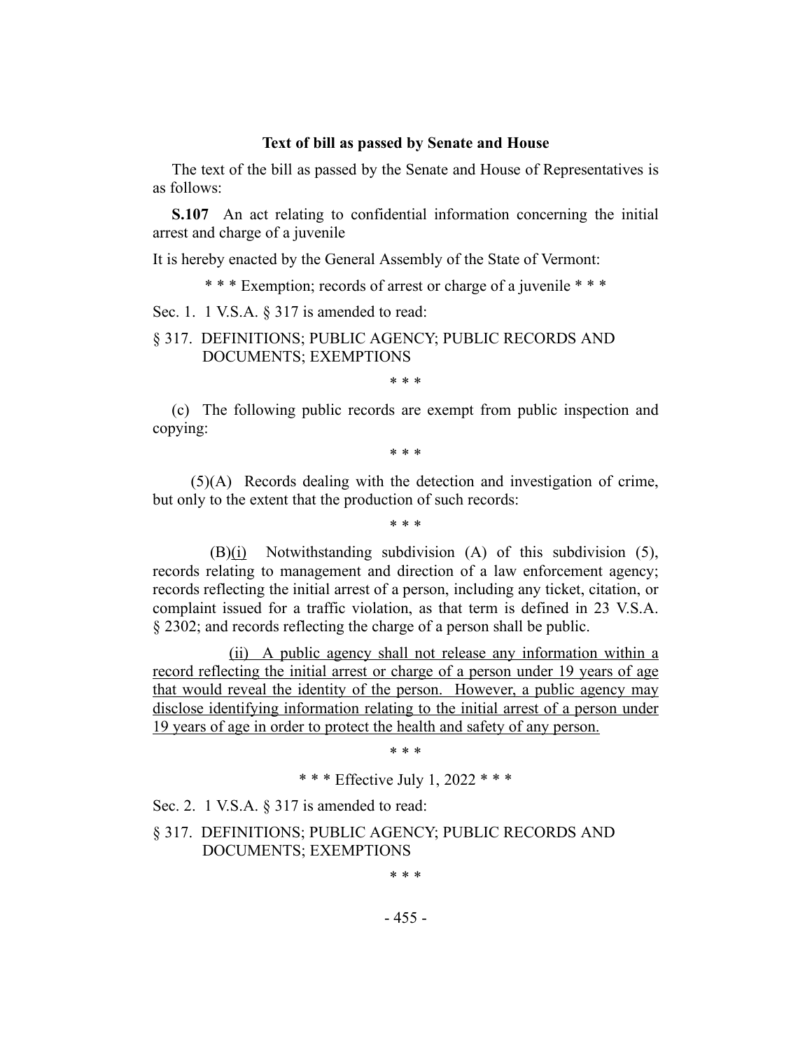## Text of bill as passed by Senate and House

The text of the bill as passed by the Senate and House of Representatives is as follows:

**S.107** An act relating to confidential information concerning the initial arrest and charge of a juvenile

It is hereby enacted by the General Assembly of the State of Vermont:

\* \* \* Exemption; records of arrest or charge of a juvenile \* \* \*

Sec. 1. 1 V.S.A. § 317 is amended to read:

§ 317. DEFINITIONS; PUBLIC AGENCY; PUBLIC RECORDS AND DOCUMENTS; EXEMPTIONS

\* \* \*

(c) The following public records are exempt from public inspection and copying:

\* \* \*

(5)(A) Records dealing with the detection and investigation of crime, but only to the extent that the production of such records:

\* \* \*

(B)<u>(i)</u> Notwithstanding subdivision (A) of this subdivision (5), records relating to management and direction of a law enforcement agency; records reflecting the initial arrest of a person, including any ticket, citation, or complaint issued for a traffic violation, as that term is defined in 23 V.S.A. § 2302; and records reflecting the charge of a person shall be public.

<u>(ii) A public agency shall not release any information within a record reflecting the initial arrest or charge of a person under 19 years of age that would reveal the identity of the person. However, a public agency may disclose identifying information relating to the initial arrest of a person under 19 years of age in order to protect the health and safety of any person.</u>

\* \* \*

\* \* \* Effective July 1, 2022 \* \* \*

Sec. 2. 1 V.S.A. § 317 is amended to read:

§ 317. DEFINITIONS; PUBLIC AGENCY; PUBLIC RECORDS AND DOCUMENTS; EXEMPTIONS

\* \* \*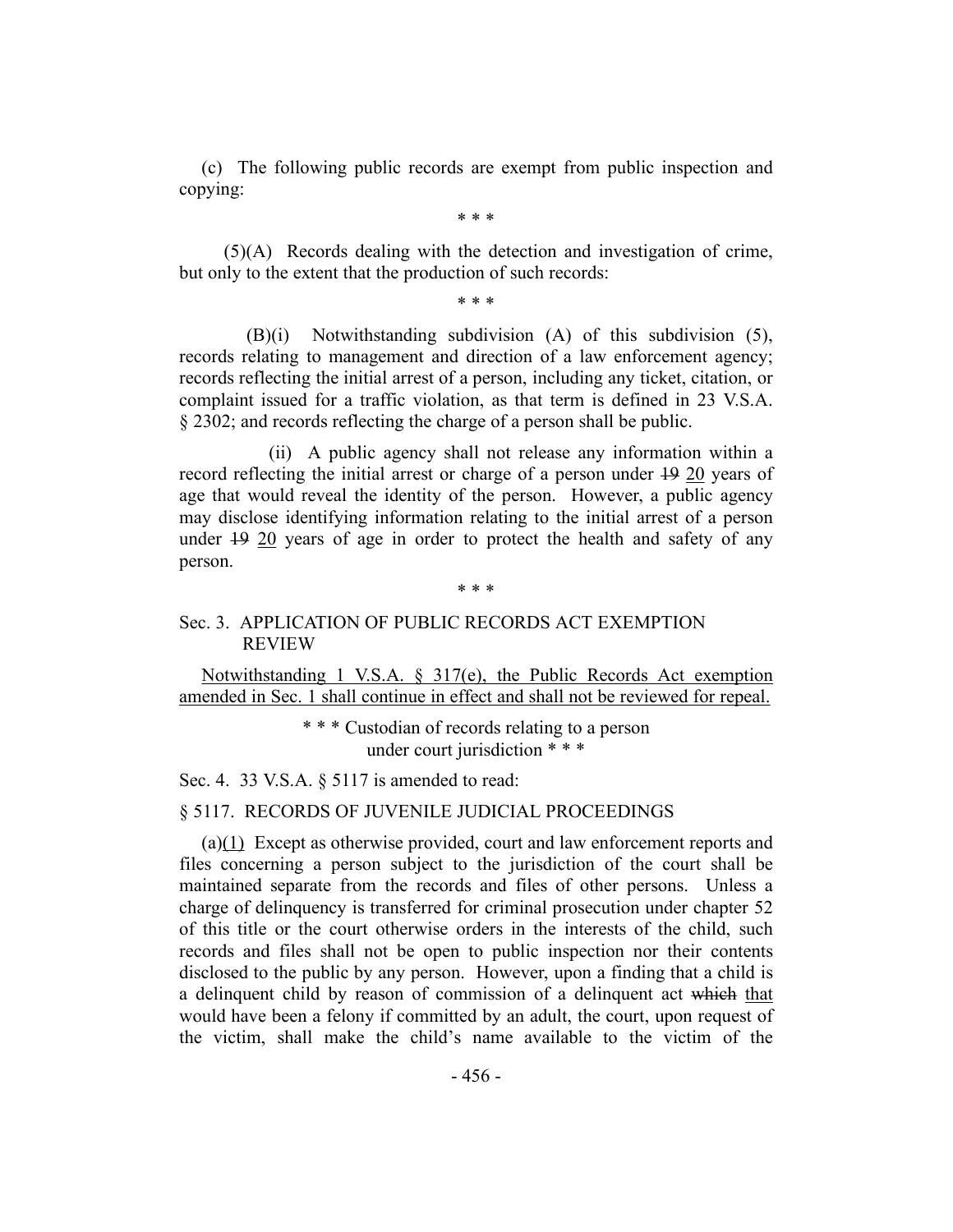(c) The following public records are exempt from public inspection and copying:

\* \* \*

(5)(A) Records dealing with the detection and investigation of crime, but only to the extent that the production of such records:

\* \* \*

(B)(i) Notwithstanding subdivision (A) of this subdivision (5), records relating to management and direction of a law enforcement agency; records reflecting the initial arrest of a person, including any ticket, citation, or complaint issued for a traffic violation, as that term is defined in 23 V.S.A. § 2302; and records reflecting the charge of a person shall be public.

(ii) A public agency shall not release any information within a record reflecting the initial arrest or charge of a person under ~~19~~ <u>20</u> years of age that would reveal the identity of the person. However, a public agency may disclose identifying information relating to the initial arrest of a person under ~~19~~ <u>20</u> years of age in order to protect the health and safety of any person.

\* \* \*

Sec. 3. APPLICATION OF PUBLIC RECORDS ACT EXEMPTION REVIEW

<u>Notwithstanding 1 V.S.A. § 317(e), the Public Records Act exemption amended in Sec. 1 shall continue in effect and shall not be reviewed for repeal.</u>

\* \* \* Custodian of records relating to a person under court jurisdiction \* \* \*

Sec. 4. 33 V.S.A. § 5117 is amended to read:

§ 5117. RECORDS OF JUVENILE JUDICIAL PROCEEDINGS

(a)<u>(1)</u> Except as otherwise provided, court and law enforcement reports and files concerning a person subject to the jurisdiction of the court shall be maintained separate from the records and files of other persons. Unless a charge of delinquency is transferred for criminal prosecution under chapter 52 of this title or the court otherwise orders in the interests of the child, such records and files shall not be open to public inspection nor their contents disclosed to the public by any person. However, upon a finding that a child is a delinquent child by reason of commission of a delinquent act ~~which~~ <u>that</u> would have been a felony if committed by an adult, the court, upon request of the victim, shall make the child's name available to the victim of the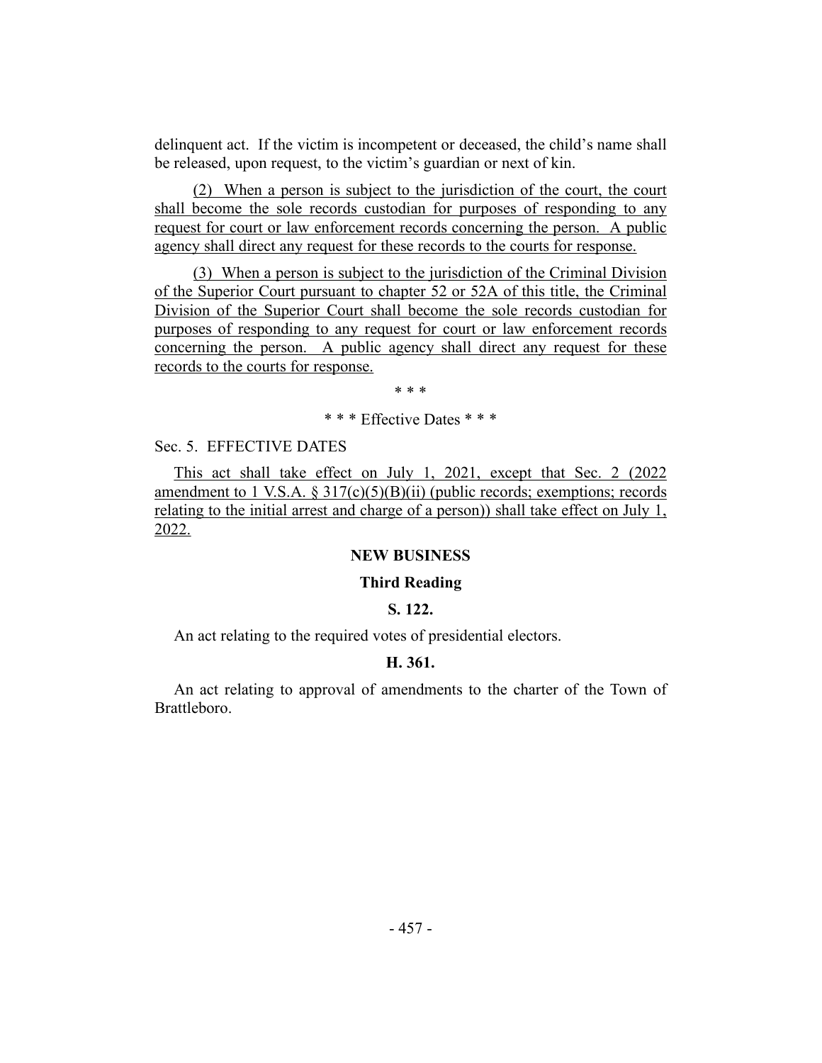delinquent act. If the victim is incompetent or deceased, the child's name shall be released, upon request, to the victim's guardian or next of kin.

(2) When a person is subject to the jurisdiction of the court, the court shall become the sole records custodian for purposes of responding to any request for court or law enforcement records concerning the person. A public agency shall direct any request for these records to the courts for response.

(3) When a person is subject to the jurisdiction of the Criminal Division of the Superior Court pursuant to chapter 52 or 52A of this title, the Criminal Division of the Superior Court shall become the sole records custodian for purposes of responding to any request for court or law enforcement records concerning the person. A public agency shall direct any request for these records to the courts for response.

\* \* \*

\* \* \* Effective Dates \* \* \*

Sec. 5. EFFECTIVE DATES

This act shall take effect on July 1, 2021, except that Sec. 2 (2022 amendment to 1 V.S.A. § 317(c)(5)(B)(ii) (public records; exemptions; records relating to the initial arrest and charge of a person)) shall take effect on July 1, 2022.

## NEW BUSINESS

### Third Reading

### S. 122.

An act relating to the required votes of presidential electors.

### H. 361.

An act relating to approval of amendments to the charter of the Town of Brattleboro.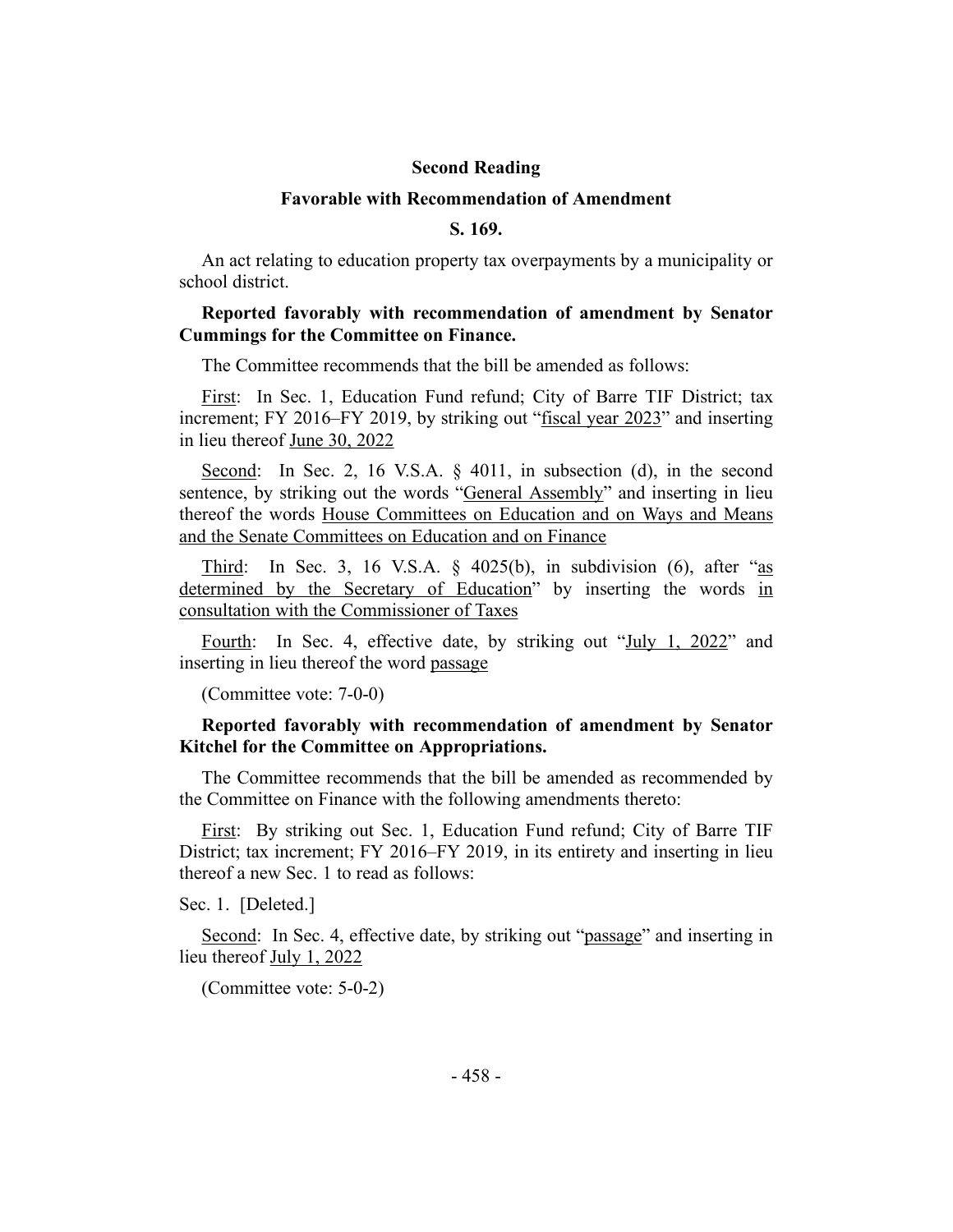**Second Reading**

**Favorable with Recommendation of Amendment**

**S. 169.**

An act relating to education property tax overpayments by a municipality or school district.

**Reported favorably with recommendation of amendment by Senator Cummings for the Committee on Finance.**

The Committee recommends that the bill be amended as follows:

First: In Sec. 1, Education Fund refund; City of Barre TIF District; tax increment; FY 2016–FY 2019, by striking out "fiscal year 2023" and inserting in lieu thereof June 30, 2022

Second: In Sec. 2, 16 V.S.A. § 4011, in subsection (d), in the second sentence, by striking out the words "General Assembly" and inserting in lieu thereof the words House Committees on Education and on Ways and Means and the Senate Committees on Education and on Finance

Third: In Sec. 3, 16 V.S.A. § 4025(b), in subdivision (6), after "as determined by the Secretary of Education" by inserting the words in consultation with the Commissioner of Taxes

Fourth: In Sec. 4, effective date, by striking out "July 1, 2022" and inserting in lieu thereof the word passage

(Committee vote: 7-0-0)

**Reported favorably with recommendation of amendment by Senator Kitchel for the Committee on Appropriations.**

The Committee recommends that the bill be amended as recommended by the Committee on Finance with the following amendments thereto:

First: By striking out Sec. 1, Education Fund refund; City of Barre TIF District; tax increment; FY 2016–FY 2019, in its entirety and inserting in lieu thereof a new Sec. 1 to read as follows:

Sec. 1. [Deleted.]

Second: In Sec. 4, effective date, by striking out "passage" and inserting in lieu thereof July 1, 2022

(Committee vote: 5-0-2)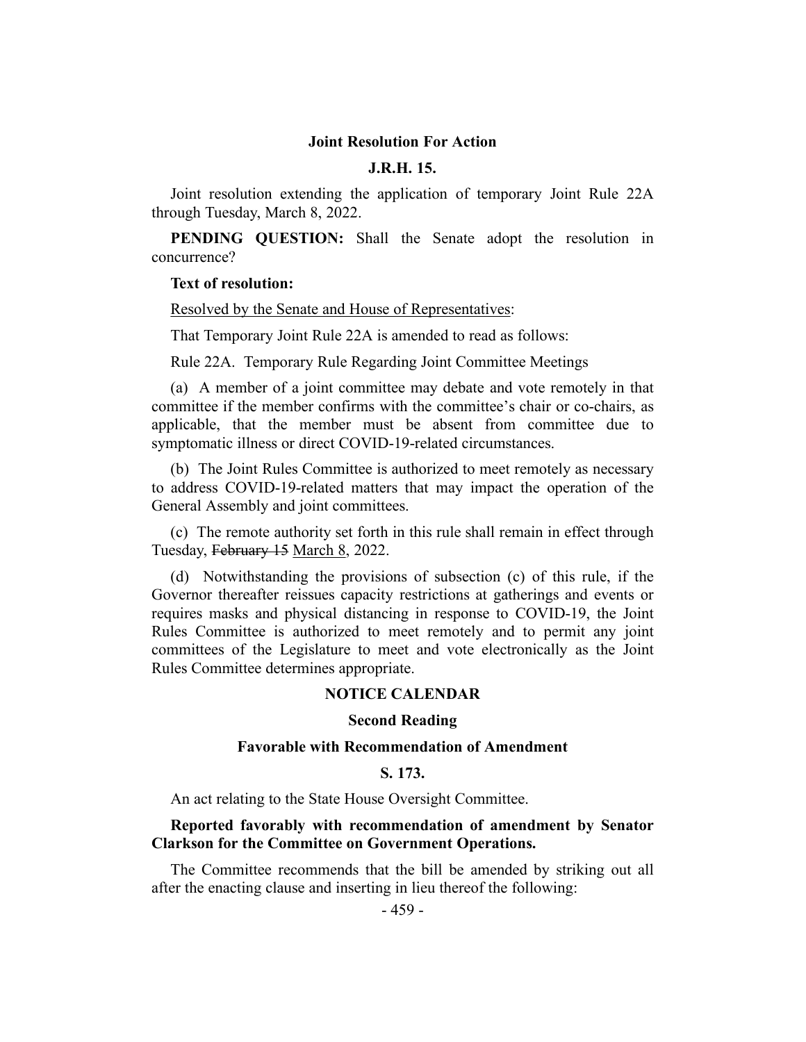**Joint Resolution For Action**

**J.R.H. 15.**

Joint resolution extending the application of temporary Joint Rule 22A through Tuesday, March 8, 2022.

**PENDING QUESTION:** Shall the Senate adopt the resolution in concurrence?

**Text of resolution:**

<u>Resolved by the Senate and House of Representatives</u>:

That Temporary Joint Rule 22A is amended to read as follows:

Rule 22A. Temporary Rule Regarding Joint Committee Meetings

(a) A member of a joint committee may debate and vote remotely in that committee if the member confirms with the committee's chair or co-chairs, as applicable, that the member must be absent from committee due to symptomatic illness or direct COVID-19-related circumstances.

(b) The Joint Rules Committee is authorized to meet remotely as necessary to address COVID-19-related matters that may impact the operation of the General Assembly and joint committees.

(c) The remote authority set forth in this rule shall remain in effect through Tuesday, ~~February 15~~ <u>March 8</u>, 2022.

(d) Notwithstanding the provisions of subsection (c) of this rule, if the Governor thereafter reissues capacity restrictions at gatherings and events or requires masks and physical distancing in response to COVID-19, the Joint Rules Committee is authorized to meet remotely and to permit any joint committees of the Legislature to meet and vote electronically as the Joint Rules Committee determines appropriate.

**NOTICE CALENDAR**

**Second Reading**

**Favorable with Recommendation of Amendment**

**S. 173.**

An act relating to the State House Oversight Committee.

**Reported favorably with recommendation of amendment by Senator Clarkson for the Committee on Government Operations.**

The Committee recommends that the bill be amended by striking out all after the enacting clause and inserting in lieu thereof the following: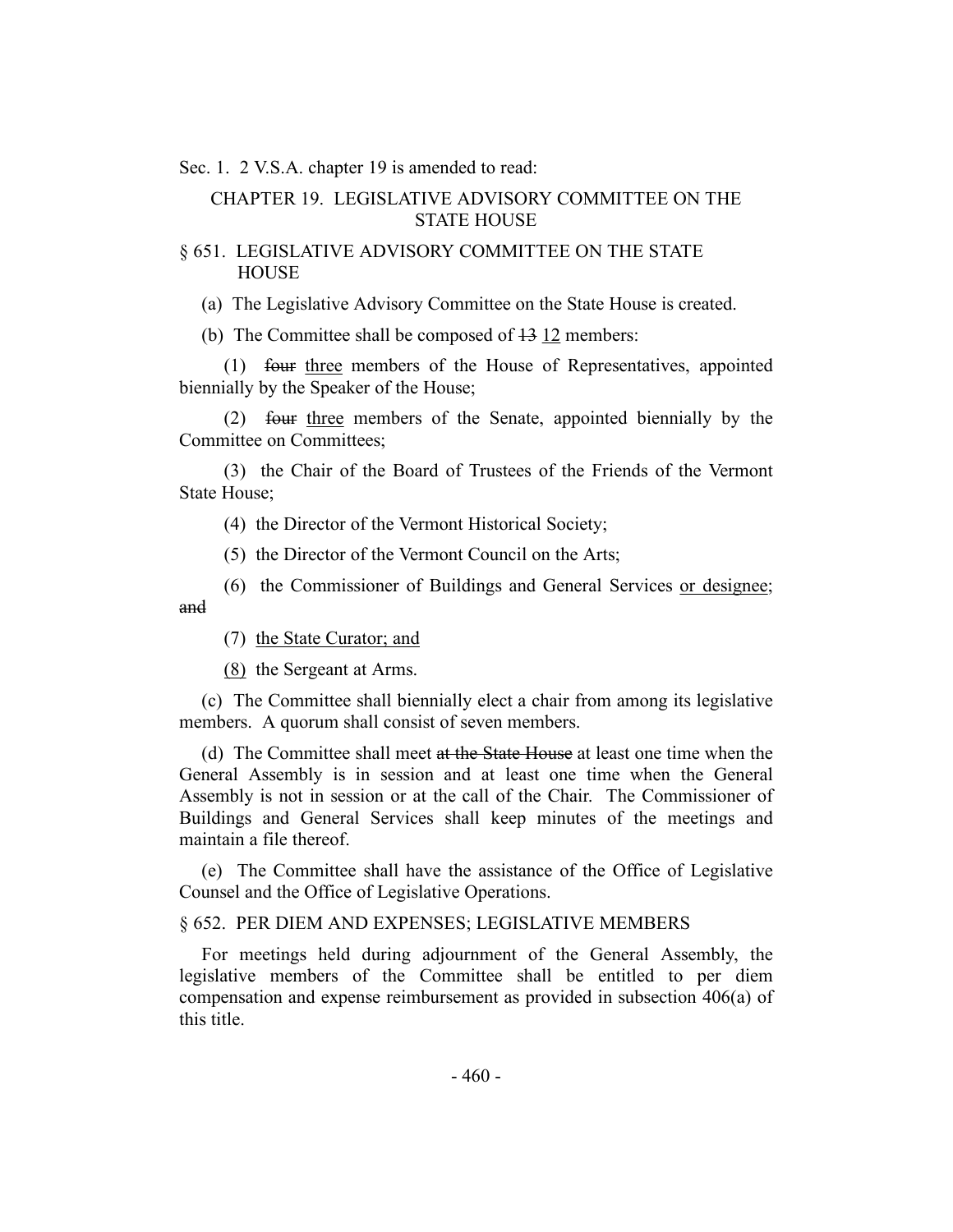Sec. 1. 2 V.S.A. chapter 19 is amended to read:

CHAPTER 19. LEGISLATIVE ADVISORY COMMITTEE ON THE STATE HOUSE

§ 651. LEGISLATIVE ADVISORY COMMITTEE ON THE STATE HOUSE

(a) The Legislative Advisory Committee on the State House is created.

(b) The Committee shall be composed of ~~13~~ 12 members:

(1) ~~four~~ three members of the House of Representatives, appointed biennially by the Speaker of the House;

(2) ~~four~~ three members of the Senate, appointed biennially by the Committee on Committees;

(3) the Chair of the Board of Trustees of the Friends of the Vermont State House;

(4) the Director of the Vermont Historical Society;

(5) the Director of the Vermont Council on the Arts;

(6) the Commissioner of Buildings and General Services or designee; ~~and~~

(7) the State Curator; and

(8) the Sergeant at Arms.

(c) The Committee shall biennially elect a chair from among its legislative members. A quorum shall consist of seven members.

(d) The Committee shall meet ~~at the State House~~ at least one time when the General Assembly is in session and at least one time when the General Assembly is not in session or at the call of the Chair. The Commissioner of Buildings and General Services shall keep minutes of the meetings and maintain a file thereof.

(e) The Committee shall have the assistance of the Office of Legislative Counsel and the Office of Legislative Operations.

§ 652. PER DIEM AND EXPENSES; LEGISLATIVE MEMBERS

For meetings held during adjournment of the General Assembly, the legislative members of the Committee shall be entitled to per diem compensation and expense reimbursement as provided in subsection 406(a) of this title.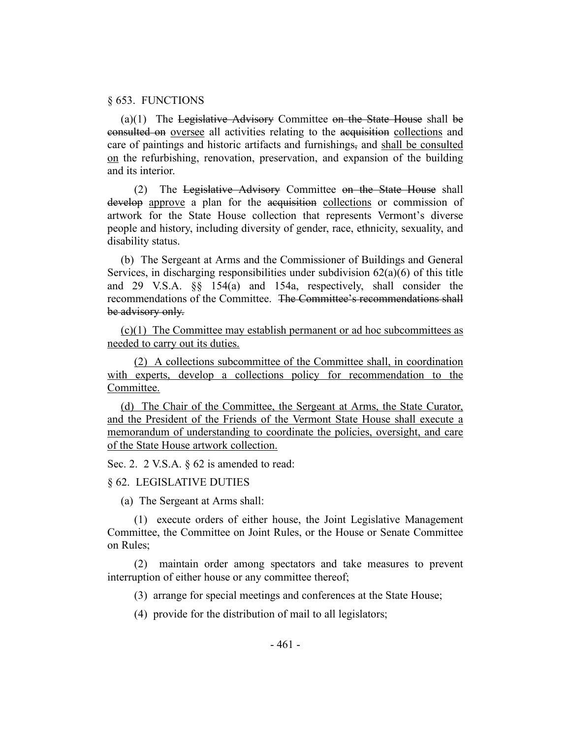§ 653. FUNCTIONS

(a)(1) The ~~Legislative Advisory~~ Committee ~~on the State House~~ shall ~~be consulted on~~ <u>oversee</u> all activities relating to the ~~acquisition~~ <u>collections</u> and care of paintings and historic artifacts and furnishings~~,~~ and <u>shall be consulted on</u> the refurbishing, renovation, preservation, and expansion of the building and its interior.

(2) The ~~Legislative Advisory~~ Committee ~~on the State House~~ shall ~~develop~~ <u>approve</u> a plan for the ~~acquisition~~ <u>collections</u> or commission of artwork for the State House collection that represents Vermont's diverse people and history, including diversity of gender, race, ethnicity, sexuality, and disability status.

(b) The Sergeant at Arms and the Commissioner of Buildings and General Services, in discharging responsibilities under subdivision 62(a)(6) of this title and 29 V.S.A. §§ 154(a) and 154a, respectively, shall consider the recommendations of the Committee. ~~The Committee's recommendations shall be advisory only.~~

<u>(c)(1) The Committee may establish permanent or ad hoc subcommittees as needed to carry out its duties.</u>

<u>(2) A collections subcommittee of the Committee shall, in coordination with experts, develop a collections policy for recommendation to the Committee.</u>

<u>(d) The Chair of the Committee, the Sergeant at Arms, the State Curator, and the President of the Friends of the Vermont State House shall execute a memorandum of understanding to coordinate the policies, oversight, and care of the State House artwork collection.</u>

Sec. 2. 2 V.S.A. § 62 is amended to read:

§ 62. LEGISLATIVE DUTIES

(a) The Sergeant at Arms shall:

(1) execute orders of either house, the Joint Legislative Management Committee, the Committee on Joint Rules, or the House or Senate Committee on Rules;

(2) maintain order among spectators and take measures to prevent interruption of either house or any committee thereof;

(3) arrange for special meetings and conferences at the State House;

(4) provide for the distribution of mail to all legislators;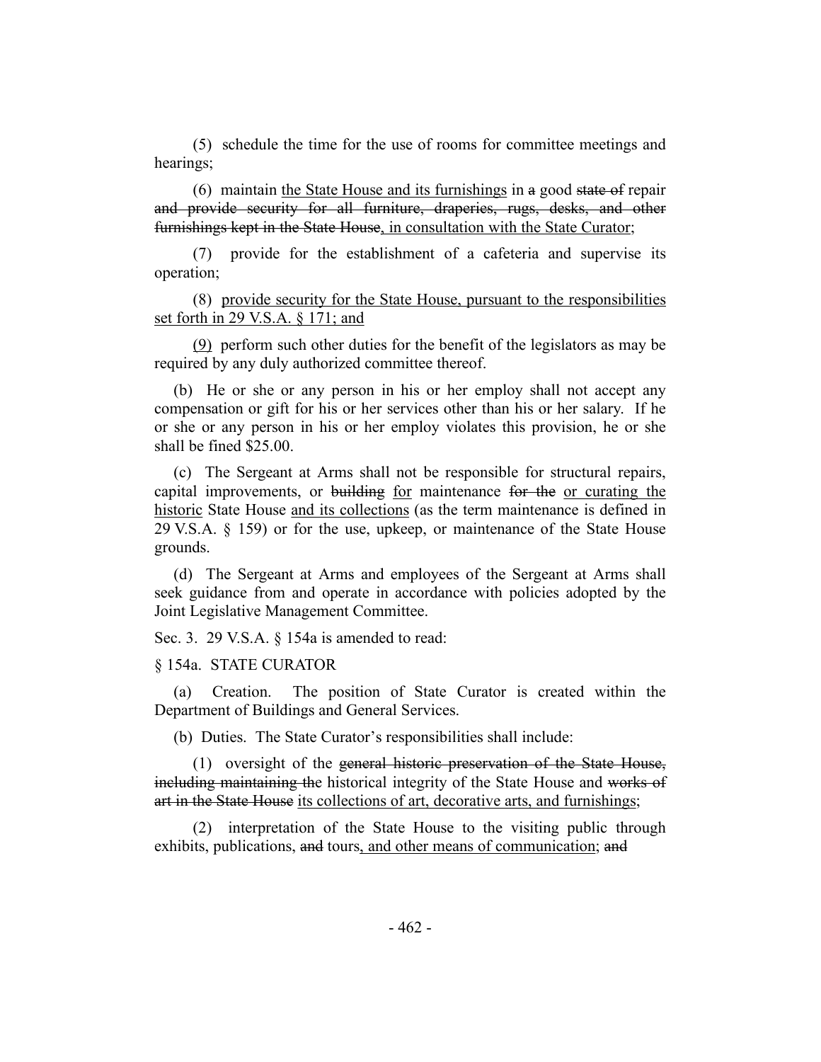(5) schedule the time for the use of rooms for committee meetings and hearings;

(6) maintain <u>the State House and its furnishings</u> in ~~a~~ good ~~state of~~ repair ~~and provide security for all furniture, draperies, rugs, desks, and other furnishings kept in the State House~~<u>, in consultation with the State Curator</u>;

(7) provide for the establishment of a cafeteria and supervise its operation;

(8) <u>provide security for the State House, pursuant to the responsibilities set forth in 29 V.S.A. § 171; and</u>

<u>(9)</u> perform such other duties for the benefit of the legislators as may be required by any duly authorized committee thereof.

(b) He or she or any person in his or her employ shall not accept any compensation or gift for his or her services other than his or her salary. If he or she or any person in his or her employ violates this provision, he or she shall be fined $25.00.

(c) The Sergeant at Arms shall not be responsible for structural repairs, capital improvements, or ~~building~~ <u>for</u> maintenance ~~for the~~ <u>or curating the historic</u> State House <u>and its collections</u> (as the term maintenance is defined in 29 V.S.A. § 159) or for the use, upkeep, or maintenance of the State House grounds.

(d) The Sergeant at Arms and employees of the Sergeant at Arms shall seek guidance from and operate in accordance with policies adopted by the Joint Legislative Management Committee.

Sec. 3. 29 V.S.A. § 154a is amended to read:

§ 154a. STATE CURATOR

(a) Creation. The position of State Curator is created within the Department of Buildings and General Services.

(b) Duties. The State Curator's responsibilities shall include:

(1) oversight of the ~~general historic preservation of the State House, including maintaining the~~ historical integrity of the State House and ~~works of art in the State House~~ <u>its collections of art, decorative arts, and furnishings</u>;

(2) interpretation of the State House to the visiting public through exhibits, publications, ~~and~~ tours<u>, and other means of communication</u>; ~~and~~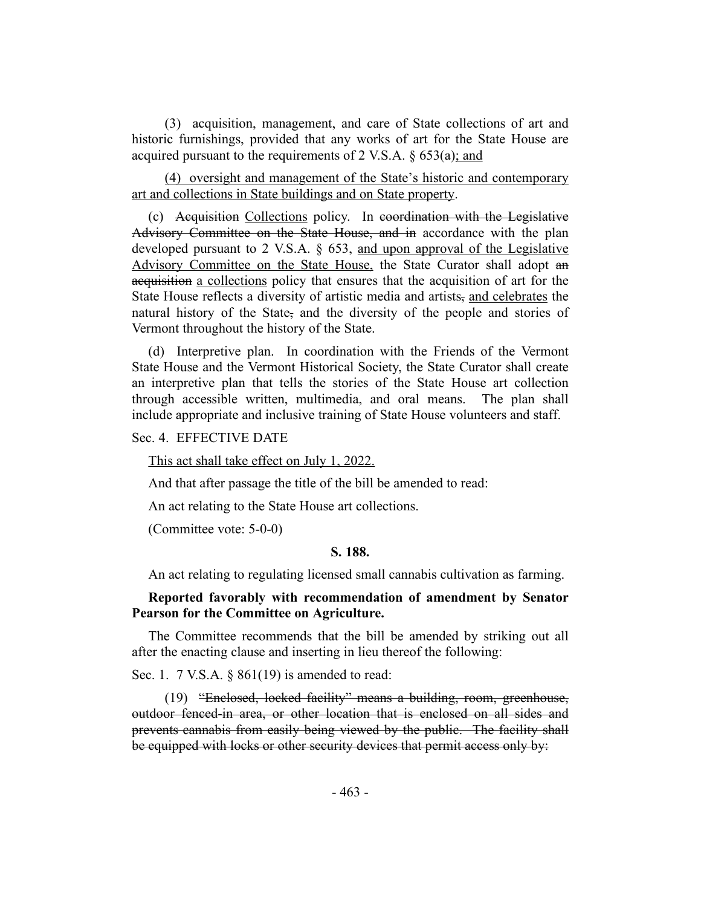(3) acquisition, management, and care of State collections of art and historic furnishings, provided that any works of art for the State House are acquired pursuant to the requirements of 2 V.S.A. § 653(a)<u>; and</u>

<u>(4) oversight and management of the State's historic and contemporary art and collections in State buildings and on State property</u>.

(c) ~~Acquisition~~ <u>Collections</u> policy. In ~~coordination with the Legislative Advisory Committee on the State House, and in~~ accordance with the plan developed pursuant to 2 V.S.A. § 653, <u>and upon approval of the Legislative Advisory Committee on the State House,</u> the State Curator shall adopt ~~an acquisition~~ <u>a collections</u> policy that ensures that the acquisition of art for the State House reflects a diversity of artistic media and artists~~,~~ <u>and celebrates</u> the natural history of the State~~,~~ and the diversity of the people and stories of Vermont throughout the history of the State.

(d) Interpretive plan. In coordination with the Friends of the Vermont State House and the Vermont Historical Society, the State Curator shall create an interpretive plan that tells the stories of the State House art collection through accessible written, multimedia, and oral means. The plan shall include appropriate and inclusive training of State House volunteers and staff.

Sec. 4. EFFECTIVE DATE

<u>This act shall take effect on July 1, 2022.</u>

And that after passage the title of the bill be amended to read:

An act relating to the State House art collections.

(Committee vote: 5-0-0)

**S. 188.**

An act relating to regulating licensed small cannabis cultivation as farming.

**Reported favorably with recommendation of amendment by Senator Pearson for the Committee on Agriculture.**

The Committee recommends that the bill be amended by striking out all after the enacting clause and inserting in lieu thereof the following:

Sec. 1. 7 V.S.A. § 861(19) is amended to read:

(19) ~~"Enclosed, locked facility" means a building, room, greenhouse, outdoor fenced-in area, or other location that is enclosed on all sides and prevents cannabis from easily being viewed by the public. The facility shall be equipped with locks or other security devices that permit access only by:~~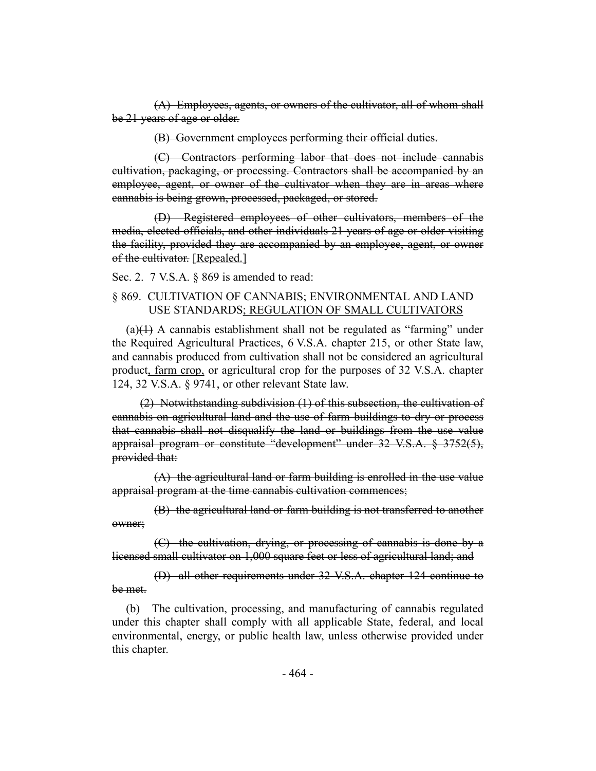~~(A) Employees, agents, or owners of the cultivator, all of whom shall be 21 years of age or older.~~

~~(B) Government employees performing their official duties.~~

~~(C) Contractors performing labor that does not include cannabis cultivation, packaging, or processing. Contractors shall be accompanied by an employee, agent, or owner of the cultivator when they are in areas where cannabis is being grown, processed, packaged, or stored.~~

~~(D) Registered employees of other cultivators, members of the media, elected officials, and other individuals 21 years of age or older visiting the facility, provided they are accompanied by an employee, agent, or owner of the cultivator.~~ <u>[Repealed.]</u>

Sec. 2. 7 V.S.A. § 869 is amended to read:

§ 869. CULTIVATION OF CANNABIS; ENVIRONMENTAL AND LAND USE STANDARDS<u>; REGULATION OF SMALL CULTIVATORS</u>

(a)~~(1)~~ A cannabis establishment shall not be regulated as "farming" under the Required Agricultural Practices, 6 V.S.A. chapter 215, or other State law, and cannabis produced from cultivation shall not be considered an agricultural product<u>, farm crop,</u> or agricultural crop for the purposes of 32 V.S.A. chapter 124, 32 V.S.A. § 9741, or other relevant State law.

~~(2) Notwithstanding subdivision (1) of this subsection, the cultivation of cannabis on agricultural land and the use of farm buildings to dry or process that cannabis shall not disqualify the land or buildings from the use value appraisal program or constitute "development" under 32 V.S.A. § 3752(5), provided that:~~

~~(A) the agricultural land or farm building is enrolled in the use value appraisal program at the time cannabis cultivation commences;~~

~~(B) the agricultural land or farm building is not transferred to another owner;~~

~~(C) the cultivation, drying, or processing of cannabis is done by a licensed small cultivator on 1,000 square feet or less of agricultural land; and~~

~~(D) all other requirements under 32 V.S.A. chapter 124 continue to be met.~~

(b) The cultivation, processing, and manufacturing of cannabis regulated under this chapter shall comply with all applicable State, federal, and local environmental, energy, or public health law, unless otherwise provided under this chapter.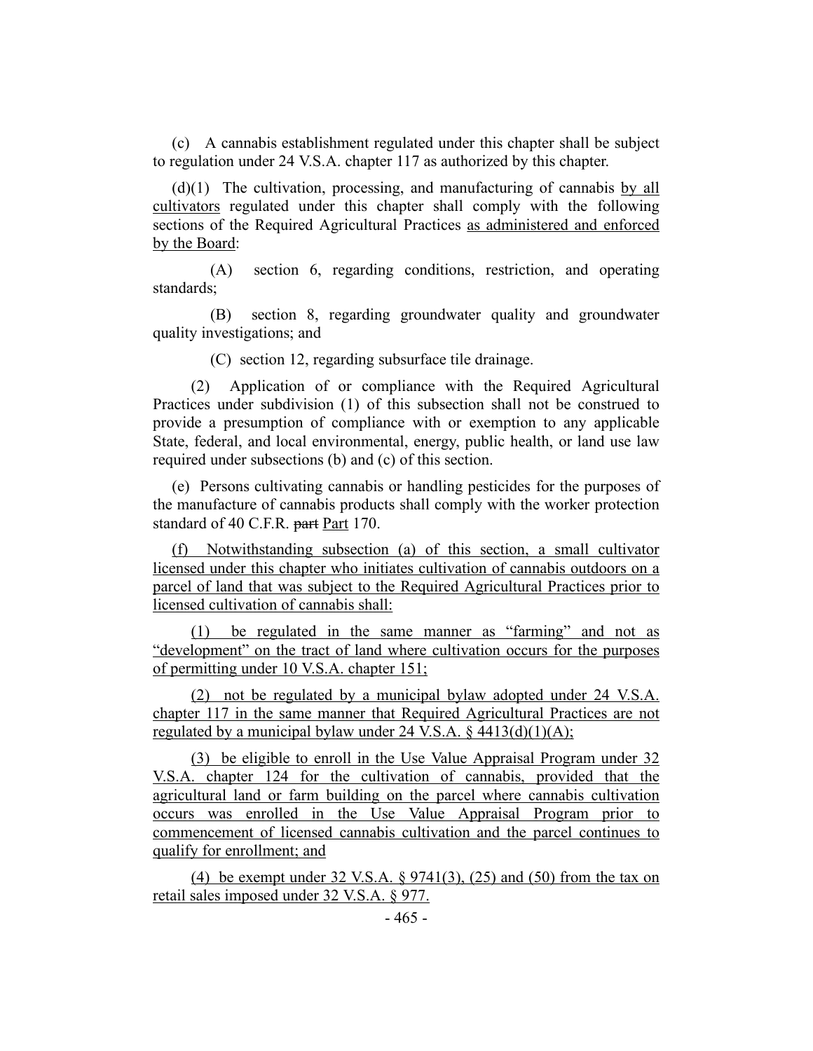(c) A cannabis establishment regulated under this chapter shall be subject to regulation under 24 V.S.A. chapter 117 as authorized by this chapter.

(d)(1) The cultivation, processing, and manufacturing of cannabis by all cultivators regulated under this chapter shall comply with the following sections of the Required Agricultural Practices as administered and enforced by the Board:

(A) section 6, regarding conditions, restriction, and operating standards;

(B) section 8, regarding groundwater quality and groundwater quality investigations; and

(C) section 12, regarding subsurface tile drainage.

(2) Application of or compliance with the Required Agricultural Practices under subdivision (1) of this subsection shall not be construed to provide a presumption of compliance with or exemption to any applicable State, federal, and local environmental, energy, public health, or land use law required under subsections (b) and (c) of this section.

(e) Persons cultivating cannabis or handling pesticides for the purposes of the manufacture of cannabis products shall comply with the worker protection standard of 40 C.F.R. ~~part~~ Part 170.

(f) Notwithstanding subsection (a) of this section, a small cultivator licensed under this chapter who initiates cultivation of cannabis outdoors on a parcel of land that was subject to the Required Agricultural Practices prior to licensed cultivation of cannabis shall:

(1) be regulated in the same manner as "farming" and not as "development" on the tract of land where cultivation occurs for the purposes of permitting under 10 V.S.A. chapter 151;

(2) not be regulated by a municipal bylaw adopted under 24 V.S.A. chapter 117 in the same manner that Required Agricultural Practices are not regulated by a municipal bylaw under 24 V.S.A. § 4413(d)(1)(A);

(3) be eligible to enroll in the Use Value Appraisal Program under 32 V.S.A. chapter 124 for the cultivation of cannabis, provided that the agricultural land or farm building on the parcel where cannabis cultivation occurs was enrolled in the Use Value Appraisal Program prior to commencement of licensed cannabis cultivation and the parcel continues to qualify for enrollment; and

(4) be exempt under 32 V.S.A. § 9741(3), (25) and (50) from the tax on retail sales imposed under 32 V.S.A. § 977.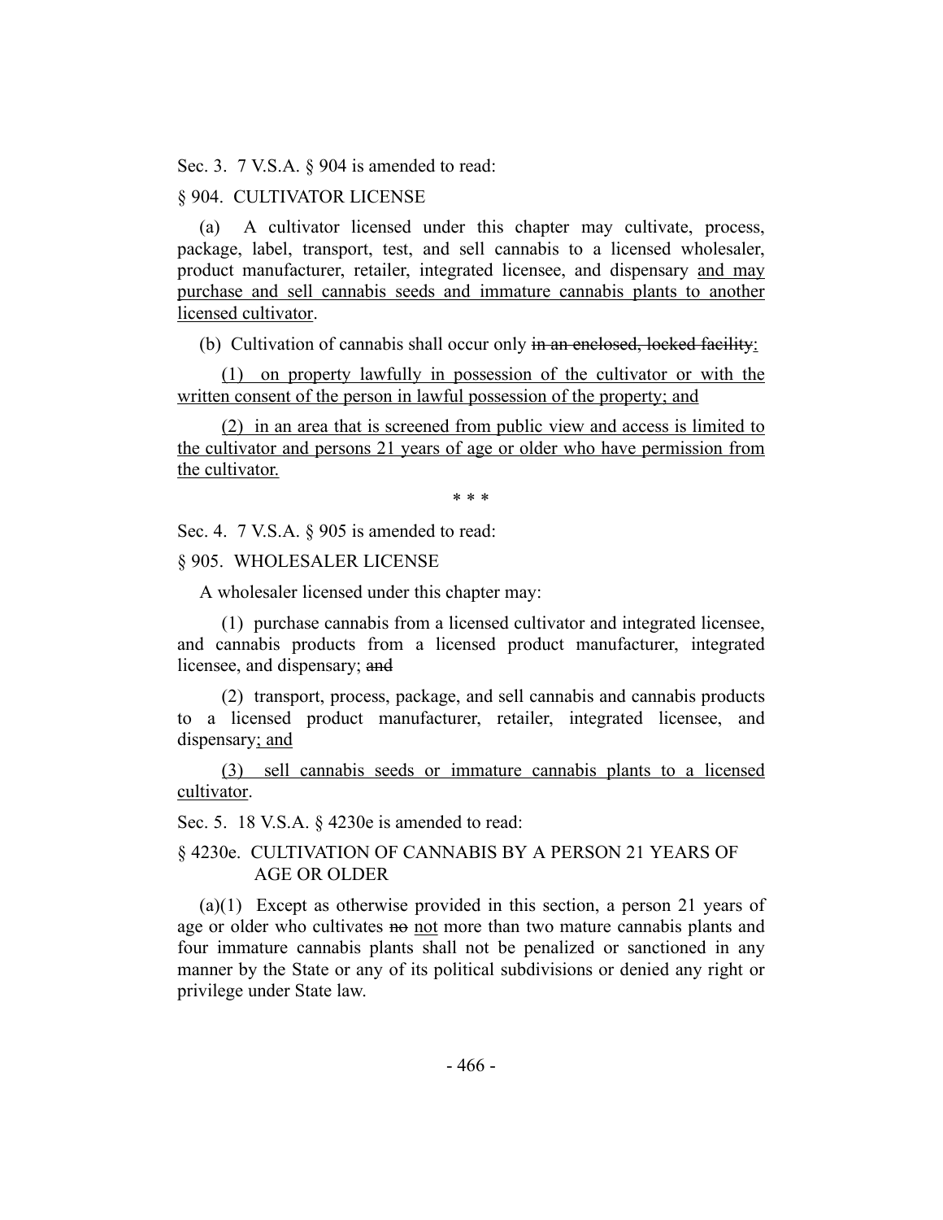Sec. 3. 7 V.S.A. § 904 is amended to read:

§ 904. CULTIVATOR LICENSE

(a) A cultivator licensed under this chapter may cultivate, process, package, label, transport, test, and sell cannabis to a licensed wholesaler, product manufacturer, retailer, integrated licensee, and dispensary <u>and may purchase and sell cannabis seeds and immature cannabis plants to another licensed cultivator</u>.

(b) Cultivation of cannabis shall occur only ~~in an enclosed, locked facility~~<u>:</u>

<u>(1) on property lawfully in possession of the cultivator or with the written consent of the person in lawful possession of the property; and</u>

<u>(2) in an area that is screened from public view and access is limited to the cultivator and persons 21 years of age or older who have permission from the cultivator.</u>

\* \* \*

Sec. 4. 7 V.S.A. § 905 is amended to read:

§ 905. WHOLESALER LICENSE

A wholesaler licensed under this chapter may:

(1) purchase cannabis from a licensed cultivator and integrated licensee, and cannabis products from a licensed product manufacturer, integrated licensee, and dispensary; ~~and~~

(2) transport, process, package, and sell cannabis and cannabis products to a licensed product manufacturer, retailer, integrated licensee, and dispensary<u>; and</u>

<u>(3) sell cannabis seeds or immature cannabis plants to a licensed cultivator</u>.

Sec. 5. 18 V.S.A. § 4230e is amended to read:

§ 4230e. CULTIVATION OF CANNABIS BY A PERSON 21 YEARS OF AGE OR OLDER

(a)(1) Except as otherwise provided in this section, a person 21 years of age or older who cultivates ~~no~~ <u>not</u> more than two mature cannabis plants and four immature cannabis plants shall not be penalized or sanctioned in any manner by the State or any of its political subdivisions or denied any right or privilege under State law.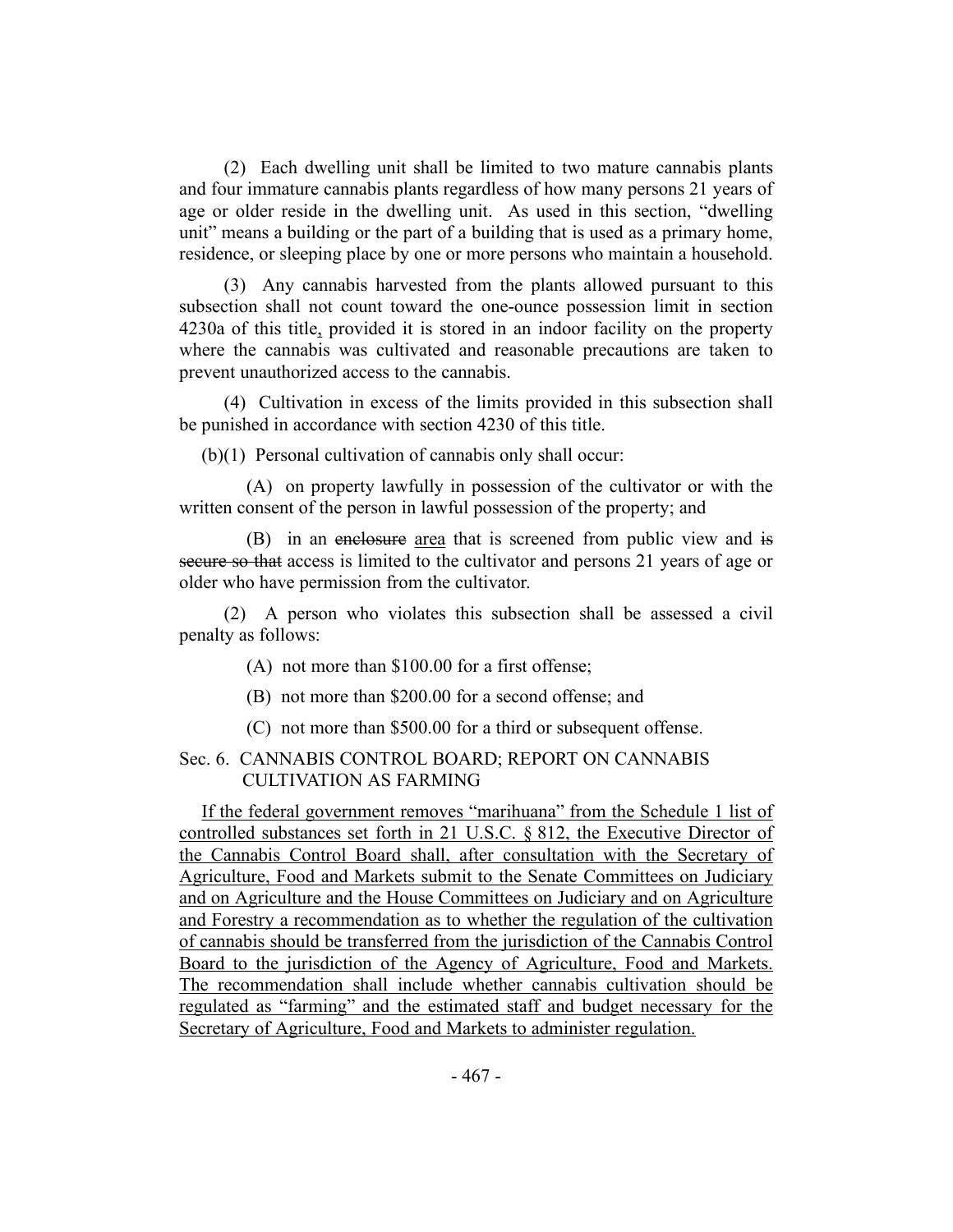(2) Each dwelling unit shall be limited to two mature cannabis plants and four immature cannabis plants regardless of how many persons 21 years of age or older reside in the dwelling unit. As used in this section, "dwelling unit" means a building or the part of a building that is used as a primary home, residence, or sleeping place by one or more persons who maintain a household.

(3) Any cannabis harvested from the plants allowed pursuant to this subsection shall not count toward the one-ounce possession limit in section 4230a of this title, provided it is stored in an indoor facility on the property where the cannabis was cultivated and reasonable precautions are taken to prevent unauthorized access to the cannabis.

(4) Cultivation in excess of the limits provided in this subsection shall be punished in accordance with section 4230 of this title.

(b)(1) Personal cultivation of cannabis only shall occur:

(A) on property lawfully in possession of the cultivator or with the written consent of the person in lawful possession of the property; and

(B) in an ~~enclosure~~ area that is screened from public view and ~~is secure so that~~ access is limited to the cultivator and persons 21 years of age or older who have permission from the cultivator.

(2) A person who violates this subsection shall be assessed a civil penalty as follows:

(A) not more than $100.00 for a first offense;

(B) not more than $200.00 for a second offense; and

(C) not more than $500.00 for a third or subsequent offense.

Sec. 6. CANNABIS CONTROL BOARD; REPORT ON CANNABIS CULTIVATION AS FARMING

If the federal government removes "marihuana" from the Schedule 1 list of controlled substances set forth in 21 U.S.C. § 812, the Executive Director of the Cannabis Control Board shall, after consultation with the Secretary of Agriculture, Food and Markets submit to the Senate Committees on Judiciary and on Agriculture and the House Committees on Judiciary and on Agriculture and Forestry a recommendation as to whether the regulation of the cultivation of cannabis should be transferred from the jurisdiction of the Cannabis Control Board to the jurisdiction of the Agency of Agriculture, Food and Markets. The recommendation shall include whether cannabis cultivation should be regulated as "farming" and the estimated staff and budget necessary for the Secretary of Agriculture, Food and Markets to administer regulation.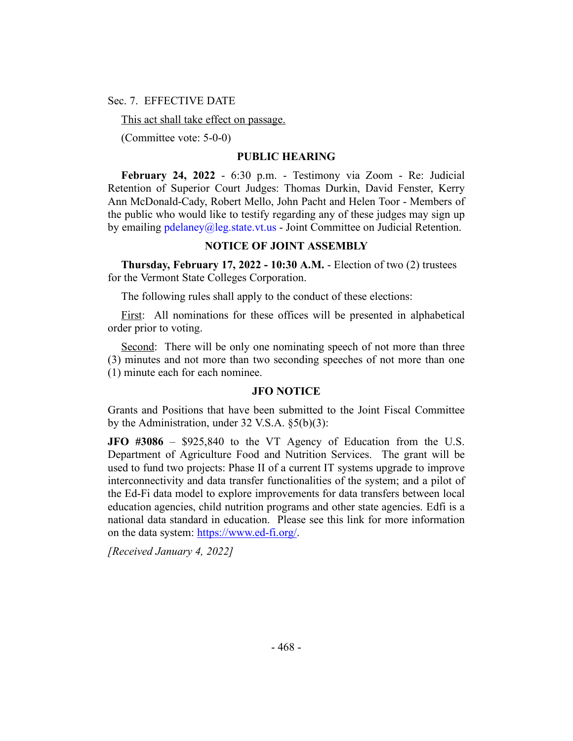Sec. 7. EFFECTIVE DATE

<u>This act shall take effect on passage.</u>

(Committee vote: 5-0-0)

## PUBLIC HEARING

**February 24, 2022** - 6:30 p.m. - Testimony via Zoom - Re: Judicial Retention of Superior Court Judges: Thomas Durkin, David Fenster, Kerry Ann McDonald-Cady, Robert Mello, John Pacht and Helen Toor - Members of the public who would like to testify regarding any of these judges may sign up by emailing pdelaney@leg.state.vt.us - Joint Committee on Judicial Retention.

## NOTICE OF JOINT ASSEMBLY

**Thursday, February 17, 2022 - 10:30 A.M.** - Election of two (2) trustees for the Vermont State Colleges Corporation.

The following rules shall apply to the conduct of these elections:

<u>First</u>: All nominations for these offices will be presented in alphabetical order prior to voting.

<u>Second</u>: There will be only one nominating speech of not more than three (3) minutes and not more than two seconding speeches of not more than one (1) minute each for each nominee.

## JFO NOTICE

Grants and Positions that have been submitted to the Joint Fiscal Committee by the Administration, under 32 V.S.A. §5(b)(3):

**JFO #3086** – $925,840 to the VT Agency of Education from the U.S. Department of Agriculture Food and Nutrition Services. The grant will be used to fund two projects: Phase II of a current IT systems upgrade to improve interconnectivity and data transfer functionalities of the system; and a pilot of the Ed-Fi data model to explore improvements for data transfers between local education agencies, child nutrition programs and other state agencies. Edfi is a national data standard in education. Please see this link for more information on the data system: https://www.ed-fi.org/.

*[Received January 4, 2022]*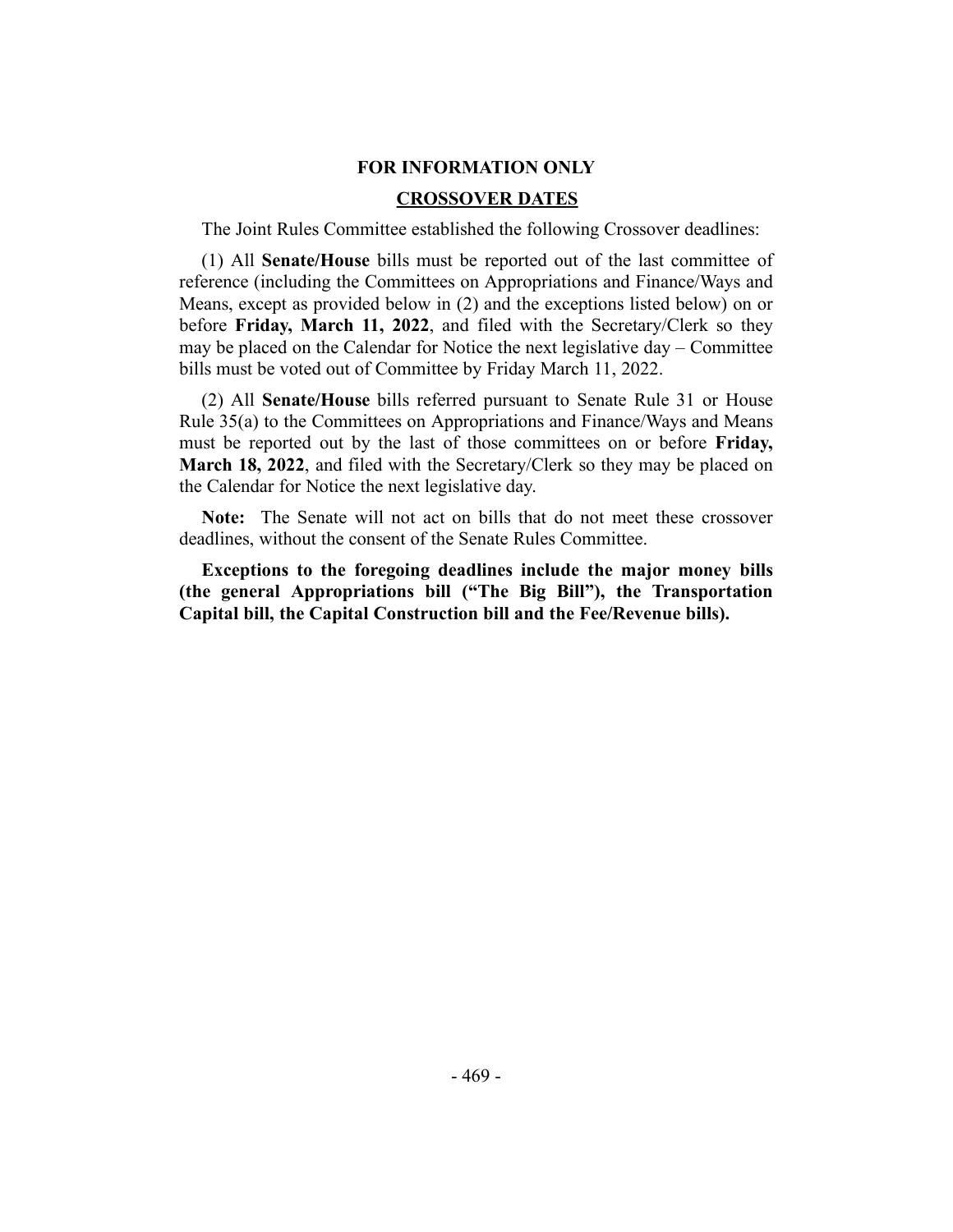## FOR INFORMATION ONLY

## CROSSOVER DATES

The Joint Rules Committee established the following Crossover deadlines:

(1) All **Senate/House** bills must be reported out of the last committee of reference (including the Committees on Appropriations and Finance/Ways and Means, except as provided below in (2) and the exceptions listed below) on or before **Friday, March 11, 2022**, and filed with the Secretary/Clerk so they may be placed on the Calendar for Notice the next legislative day – Committee bills must be voted out of Committee by Friday March 11, 2022.

(2) All **Senate/House** bills referred pursuant to Senate Rule 31 or House Rule 35(a) to the Committees on Appropriations and Finance/Ways and Means must be reported out by the last of those committees on or before **Friday, March 18, 2022**, and filed with the Secretary/Clerk so they may be placed on the Calendar for Notice the next legislative day.

**Note:** The Senate will not act on bills that do not meet these crossover deadlines, without the consent of the Senate Rules Committee.

**Exceptions to the foregoing deadlines include the major money bills (the general Appropriations bill ("The Big Bill"), the Transportation Capital bill, the Capital Construction bill and the Fee/Revenue bills).**